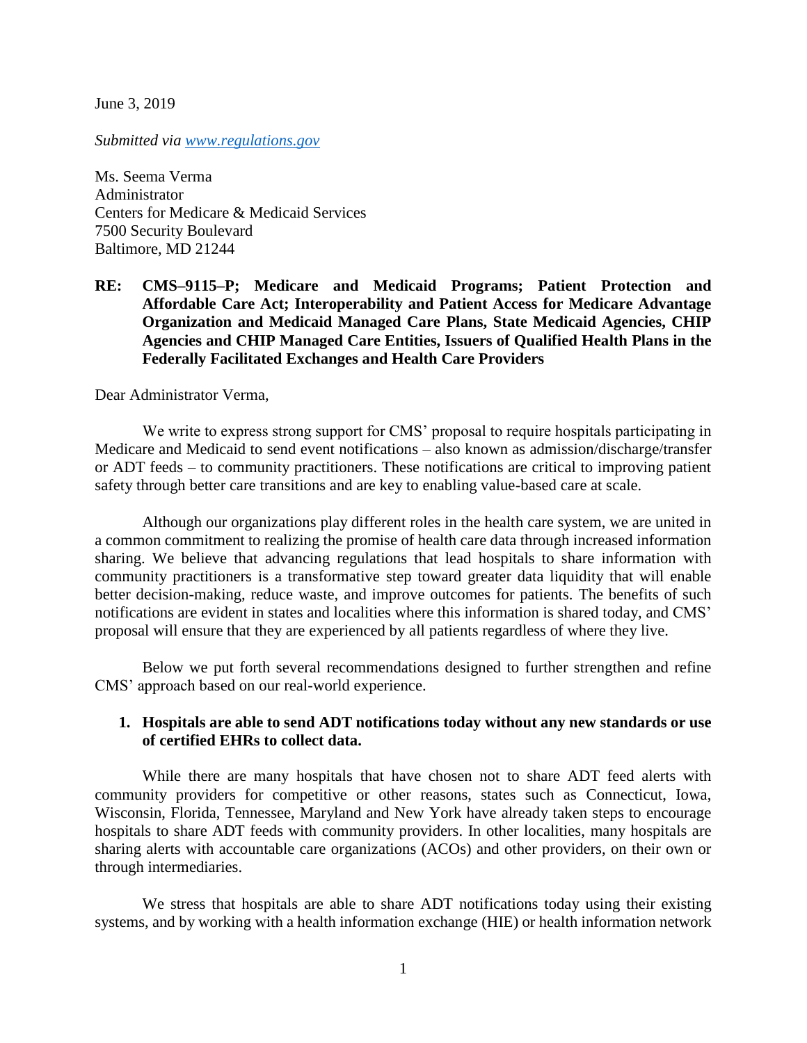June 3, 2019

*Submitted via [www.regulations.gov](www.regulations.gov)*

Ms. Seema Verma
Administrator
Centers for Medicare & Medicaid Services
7500 Security Boulevard
Baltimore, MD 21244

**RE: CMS–9115–P; Medicare and Medicaid Programs; Patient Protection and Affordable Care Act; Interoperability and Patient Access for Medicare Advantage Organization and Medicaid Managed Care Plans, State Medicaid Agencies, CHIP Agencies and CHIP Managed Care Entities, Issuers of Qualified Health Plans in the Federally Facilitated Exchanges and Health Care Providers**

Dear Administrator Verma,

We write to express strong support for CMS' proposal to require hospitals participating in Medicare and Medicaid to send event notifications – also known as admission/discharge/transfer or ADT feeds – to community practitioners. These notifications are critical to improving patient safety through better care transitions and are key to enabling value-based care at scale.

Although our organizations play different roles in the health care system, we are united in a common commitment to realizing the promise of health care data through increased information sharing. We believe that advancing regulations that lead hospitals to share information with community practitioners is a transformative step toward greater data liquidity that will enable better decision-making, reduce waste, and improve outcomes for patients. The benefits of such notifications are evident in states and localities where this information is shared today, and CMS' proposal will ensure that they are experienced by all patients regardless of where they live.

Below we put forth several recommendations designed to further strengthen and refine CMS' approach based on our real-world experience.

1. **Hospitals are able to send ADT notifications today without any new standards or use of certified EHRs to collect data.**

While there are many hospitals that have chosen not to share ADT feed alerts with community providers for competitive or other reasons, states such as Connecticut, Iowa, Wisconsin, Florida, Tennessee, Maryland and New York have already taken steps to encourage hospitals to share ADT feeds with community providers. In other localities, many hospitals are sharing alerts with accountable care organizations (ACOs) and other providers, on their own or through intermediaries.

We stress that hospitals are able to share ADT notifications today using their existing systems, and by working with a health information exchange (HIE) or health information network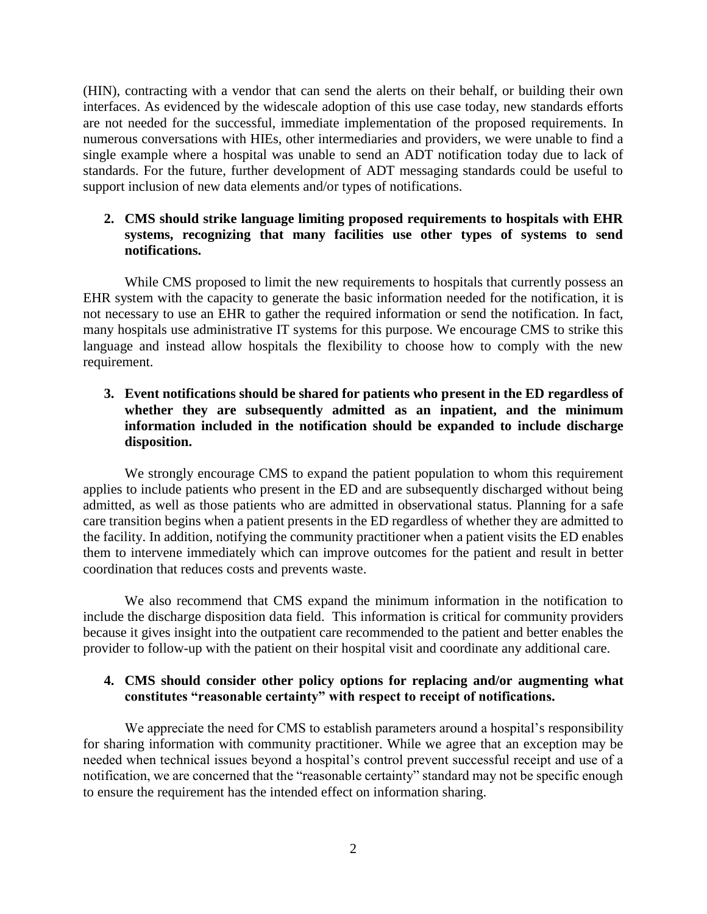(HIN), contracting with a vendor that can send the alerts on their behalf, or building their own interfaces. As evidenced by the widescale adoption of this use case today, new standards efforts are not needed for the successful, immediate implementation of the proposed requirements. In numerous conversations with HIEs, other intermediaries and providers, we were unable to find a single example where a hospital was unable to send an ADT notification today due to lack of standards. For the future, further development of ADT messaging standards could be useful to support inclusion of new data elements and/or types of notifications.

2. **CMS should strike language limiting proposed requirements to hospitals with EHR systems, recognizing that many facilities use other types of systems to send notifications.**

While CMS proposed to limit the new requirements to hospitals that currently possess an EHR system with the capacity to generate the basic information needed for the notification, it is not necessary to use an EHR to gather the required information or send the notification. In fact, many hospitals use administrative IT systems for this purpose. We encourage CMS to strike this language and instead allow hospitals the flexibility to choose how to comply with the new requirement.

3. **Event notifications should be shared for patients who present in the ED regardless of whether they are subsequently admitted as an inpatient, and the minimum information included in the notification should be expanded to include discharge disposition.**

We strongly encourage CMS to expand the patient population to whom this requirement applies to include patients who present in the ED and are subsequently discharged without being admitted, as well as those patients who are admitted in observational status. Planning for a safe care transition begins when a patient presents in the ED regardless of whether they are admitted to the facility. In addition, notifying the community practitioner when a patient visits the ED enables them to intervene immediately which can improve outcomes for the patient and result in better coordination that reduces costs and prevents waste.

We also recommend that CMS expand the minimum information in the notification to include the discharge disposition data field. This information is critical for community providers because it gives insight into the outpatient care recommended to the patient and better enables the provider to follow-up with the patient on their hospital visit and coordinate any additional care.

4. **CMS should consider other policy options for replacing and/or augmenting what constitutes "reasonable certainty" with respect to receipt of notifications.**

We appreciate the need for CMS to establish parameters around a hospital's responsibility for sharing information with community practitioner. While we agree that an exception may be needed when technical issues beyond a hospital's control prevent successful receipt and use of a notification, we are concerned that the "reasonable certainty" standard may not be specific enough to ensure the requirement has the intended effect on information sharing.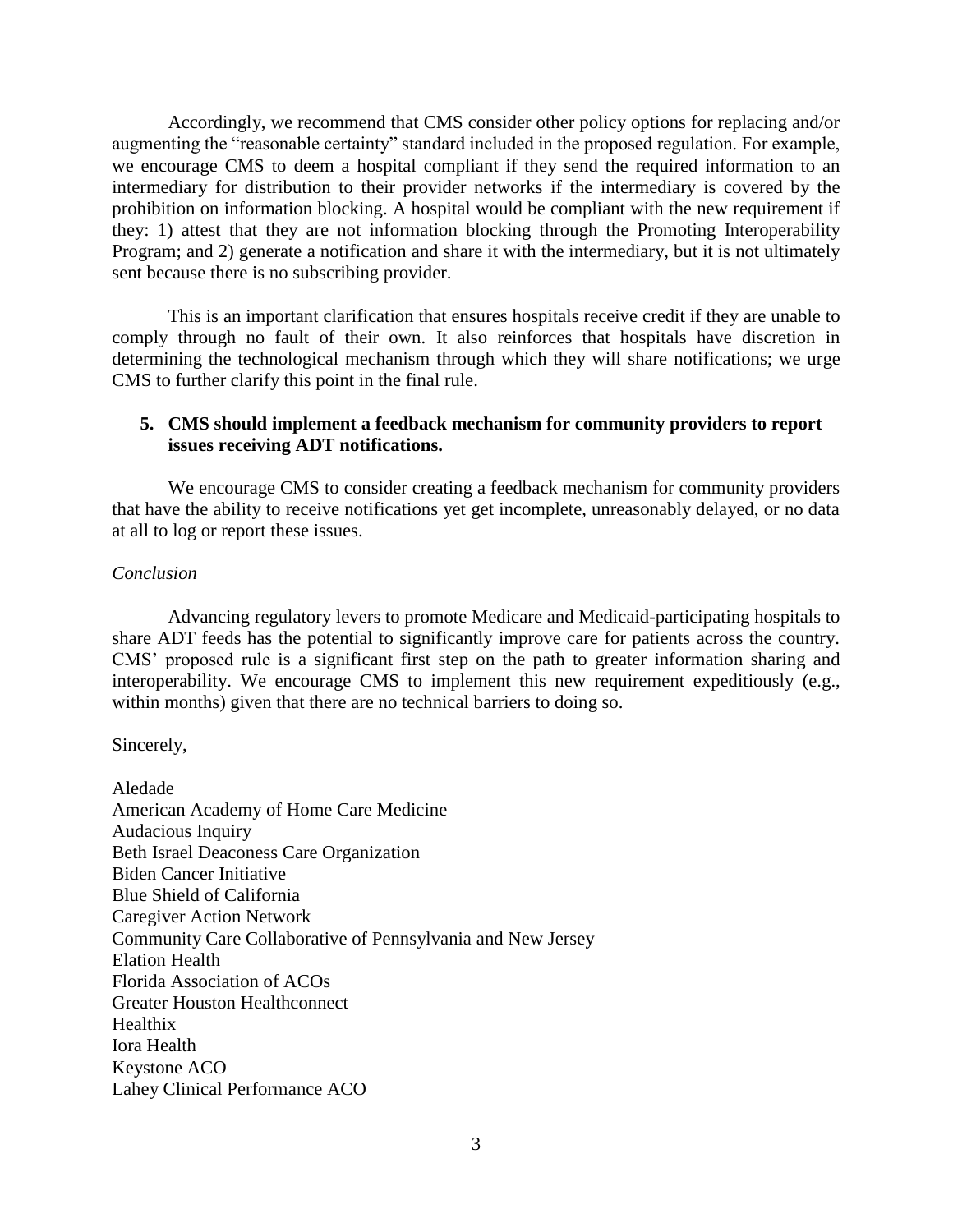Accordingly, we recommend that CMS consider other policy options for replacing and/or augmenting the "reasonable certainty" standard included in the proposed regulation. For example, we encourage CMS to deem a hospital compliant if they send the required information to an intermediary for distribution to their provider networks if the intermediary is covered by the prohibition on information blocking. A hospital would be compliant with the new requirement if they: 1) attest that they are not information blocking through the Promoting Interoperability Program; and 2) generate a notification and share it with the intermediary, but it is not ultimately sent because there is no subscribing provider.

This is an important clarification that ensures hospitals receive credit if they are unable to comply through no fault of their own. It also reinforces that hospitals have discretion in determining the technological mechanism through which they will share notifications; we urge CMS to further clarify this point in the final rule.

5. **CMS should implement a feedback mechanism for community providers to report issues receiving ADT notifications.**

We encourage CMS to consider creating a feedback mechanism for community providers that have the ability to receive notifications yet get incomplete, unreasonably delayed, or no data at all to log or report these issues.

*Conclusion*

Advancing regulatory levers to promote Medicare and Medicaid-participating hospitals to share ADT feeds has the potential to significantly improve care for patients across the country. CMS' proposed rule is a significant first step on the path to greater information sharing and interoperability. We encourage CMS to implement this new requirement expeditiously (e.g., within months) given that there are no technical barriers to doing so.

Sincerely,

Aledade
American Academy of Home Care Medicine
Audacious Inquiry
Beth Israel Deaconess Care Organization
Biden Cancer Initiative
Blue Shield of California
Caregiver Action Network
Community Care Collaborative of Pennsylvania and New Jersey
Elation Health
Florida Association of ACOs
Greater Houston Healthconnect
Healthix
Iora Health
Keystone ACO
Lahey Clinical Performance ACO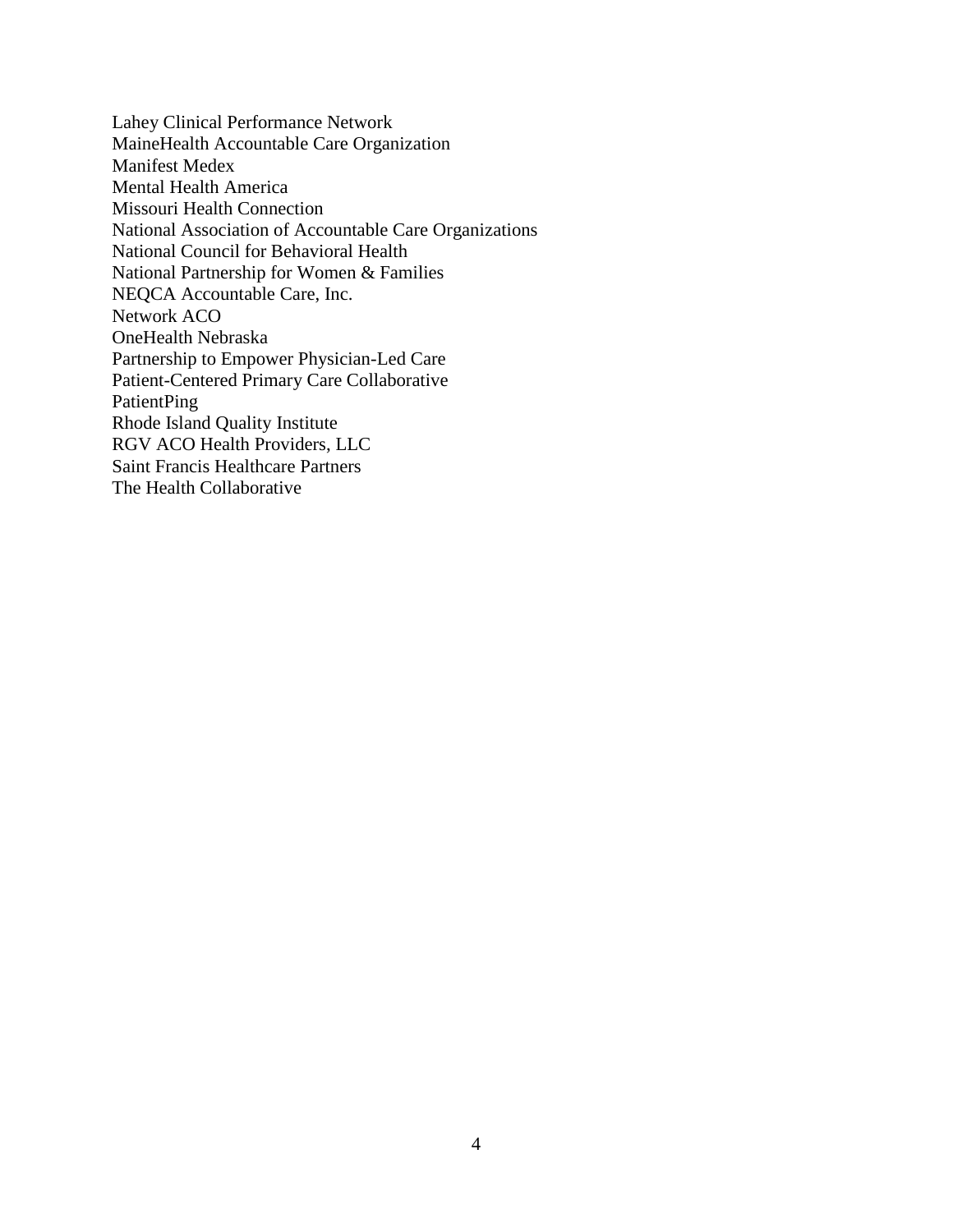Lahey Clinical Performance Network
MaineHealth Accountable Care Organization
Manifest Medex
Mental Health America
Missouri Health Connection
National Association of Accountable Care Organizations
National Council for Behavioral Health
National Partnership for Women & Families
NEQCA Accountable Care, Inc.
Network ACO
OneHealth Nebraska
Partnership to Empower Physician-Led Care
Patient-Centered Primary Care Collaborative
PatientPing
Rhode Island Quality Institute
RGV ACO Health Providers, LLC
Saint Francis Healthcare Partners
The Health Collaborative